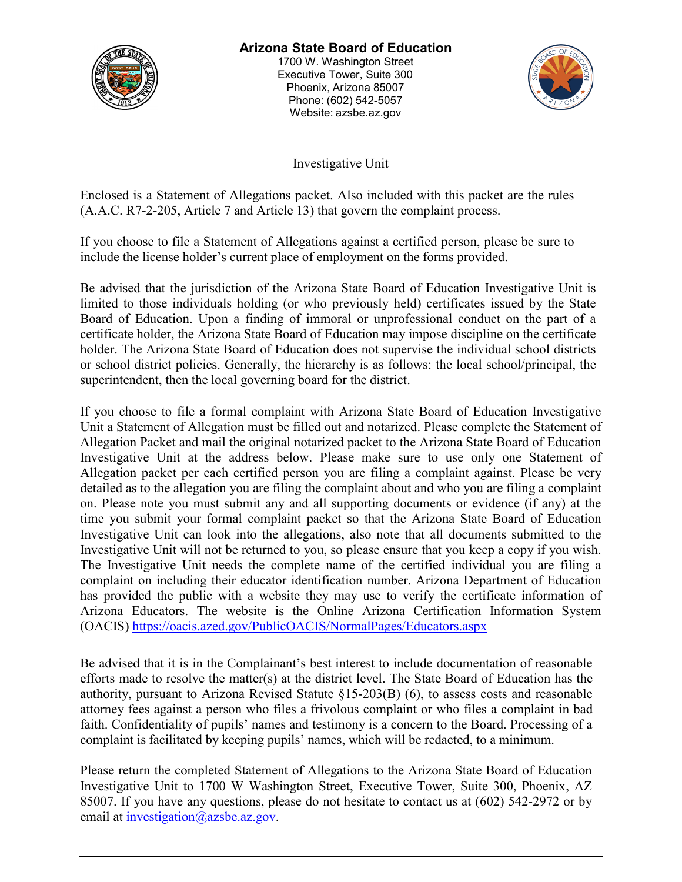# Arizona State Board of Education

1700 W. Washington Street
Executive Tower, Suite 300
Phoenix, Arizona 85007
Phone: (602) 542-5057
Website: azsbe.az.gov

## Investigative Unit

Enclosed is a Statement of Allegations packet. Also included with this packet are the rules (A.A.C. R7-2-205, Article 7 and Article 13) that govern the complaint process.

If you choose to file a Statement of Allegations against a certified person, please be sure to include the license holder's current place of employment on the forms provided.

Be advised that the jurisdiction of the Arizona State Board of Education Investigative Unit is limited to those individuals holding (or who previously held) certificates issued by the State Board of Education. Upon a finding of immoral or unprofessional conduct on the part of a certificate holder, the Arizona State Board of Education may impose discipline on the certificate holder. The Arizona State Board of Education does not supervise the individual school districts or school district policies. Generally, the hierarchy is as follows: the local school/principal, the superintendent, then the local governing board for the district.

If you choose to file a formal complaint with Arizona State Board of Education Investigative Unit a Statement of Allegation must be filled out and notarized. Please complete the Statement of Allegation Packet and mail the original notarized packet to the Arizona State Board of Education Investigative Unit at the address below. Please make sure to use only one Statement of Allegation packet per each certified person you are filing a complaint against. Please be very detailed as to the allegation you are filing the complaint about and who you are filing a complaint on. Please note you must submit any and all supporting documents or evidence (if any) at the time you submit your formal complaint packet so that the Arizona State Board of Education Investigative Unit can look into the allegations, also note that all documents submitted to the Investigative Unit will not be returned to you, so please ensure that you keep a copy if you wish. The Investigative Unit needs the complete name of the certified individual you are filing a complaint on including their educator identification number. Arizona Department of Education has provided the public with a website they may use to verify the certificate information of Arizona Educators. The website is the Online Arizona Certification Information System (OACIS) https://oacis.azed.gov/PublicOACIS/NormalPages/Educators.aspx

Be advised that it is in the Complainant's best interest to include documentation of reasonable efforts made to resolve the matter(s) at the district level. The State Board of Education has the authority, pursuant to Arizona Revised Statute §15-203(B) (6), to assess costs and reasonable attorney fees against a person who files a frivolous complaint or who files a complaint in bad faith. Confidentiality of pupils' names and testimony is a concern to the Board. Processing of a complaint is facilitated by keeping pupils' names, which will be redacted, to a minimum.

Please return the completed Statement of Allegations to the Arizona State Board of Education Investigative Unit to 1700 W Washington Street, Executive Tower, Suite 300, Phoenix, AZ 85007. If you have any questions, please do not hesitate to contact us at (602) 542-2972 or by email at investigation@azsbe.az.gov.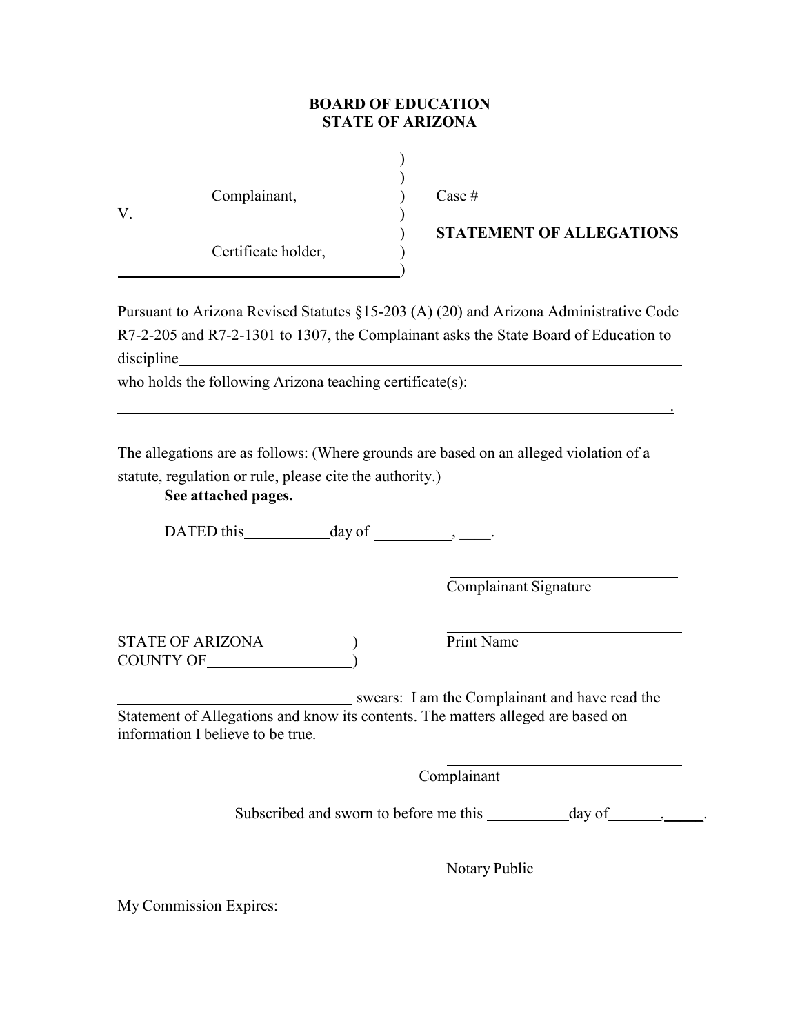**BOARD OF EDUCATION**
**STATE OF ARIZONA**

| | | |
|---|---|---|
| Complainant, | ) | Case # \_\_\_\_\_\_\_\_\_\_ |
| V. | ) | |
| | ) | **STATEMENT OF ALLEGATIONS** |
| Certificate holder, | ) | |
| \_\_\_\_\_\_\_\_\_\_\_\_\_\_\_\_\_\_\_\_\_\_\_\_\_\_\_\_\_\_\_\_\_\_\_\_ | ) | |

Pursuant to Arizona Revised Statutes §15-203 (A) (20) and Arizona Administrative Code R7-2-205 and R7-2-1301 to 1307, the Complainant asks the State Board of Education to discipline\_\_\_\_\_\_\_\_\_\_\_\_\_\_\_\_\_\_\_\_\_\_\_\_\_\_\_\_\_\_\_\_\_\_\_\_\_\_\_\_\_\_\_\_\_\_\_\_\_\_\_\_\_\_\_\_\_\_\_\_\_\_\_\_\_\_\_\_\_\_
who holds the following Arizona teaching certificate(s): \_\_\_\_\_\_\_\_\_\_\_\_\_\_\_\_\_\_\_\_\_\_\_\_\_\_\_\_\_\_\_
\_\_\_\_\_\_\_\_\_\_\_\_\_\_\_\_\_\_\_\_\_\_\_\_\_\_\_\_\_\_\_\_\_\_\_\_\_\_\_\_\_\_\_\_\_\_\_\_\_\_\_\_\_\_\_\_\_\_\_\_\_\_\_\_\_\_\_\_\_\_\_\_\_\_\_\_\_\_\_\_\_\_.

The allegations are as follows: (Where grounds are based on an alleged violation of a statute, regulation or rule, please cite the authority.)

**See attached pages.**

DATED this\_\_\_\_\_\_\_\_\_\_\_day of \_\_\_\_\_\_\_\_\_\_, \_\_\_\_.

\_\_\_\_\_\_\_\_\_\_\_\_\_\_\_\_\_\_\_\_\_\_\_\_\_\_\_\_\_\_\_\_
Complainant Signature

\_\_\_\_\_\_\_\_\_\_\_\_\_\_\_\_\_\_\_\_\_\_\_\_\_\_\_\_\_\_\_\_
Print Name

STATE OF ARIZONA )
COUNTY OF\_\_\_\_\_\_\_\_\_\_\_\_\_\_\_\_\_\_\_)

\_\_\_\_\_\_\_\_\_\_\_\_\_\_\_\_\_\_\_\_\_\_\_\_\_\_\_\_\_\_\_\_\_ swears: I am the Complainant and have read the Statement of Allegations and know its contents. The matters alleged are based on information I believe to be true.

\_\_\_\_\_\_\_\_\_\_\_\_\_\_\_\_\_\_\_\_\_\_\_\_\_\_\_\_\_\_\_\_
Complainant

Subscribed and sworn to before me this \_\_\_\_\_\_\_\_\_\_\_day of\_\_\_\_\_\_\_,\_\_\_\_\_.

\_\_\_\_\_\_\_\_\_\_\_\_\_\_\_\_\_\_\_\_\_\_\_\_\_\_\_\_\_\_\_\_
Notary Public

My Commission Expires:\_\_\_\_\_\_\_\_\_\_\_\_\_\_\_\_\_\_\_\_\_\_\_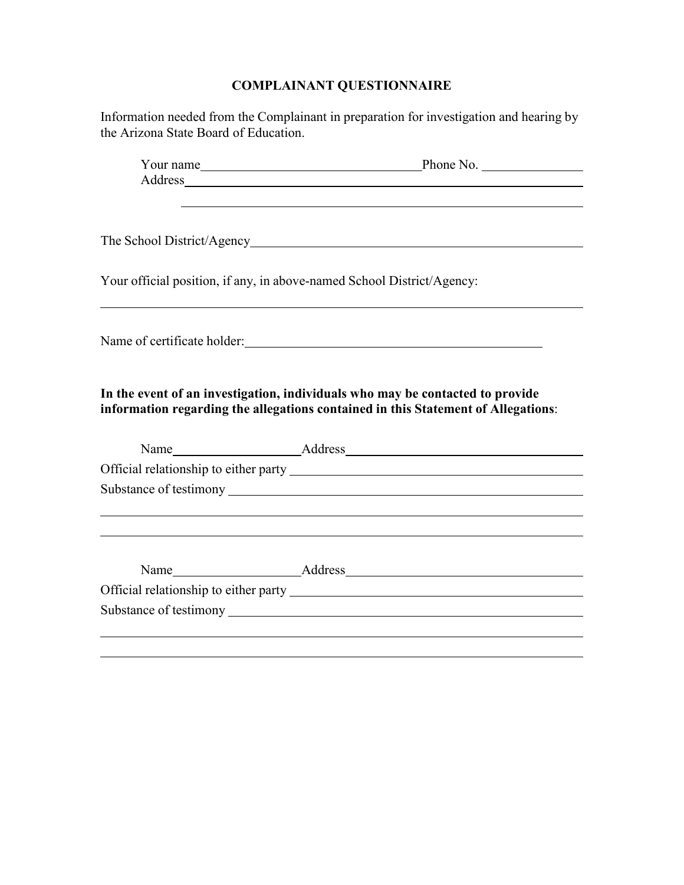# COMPLAINANT QUESTIONNAIRE

Information needed from the Complainant in preparation for investigation and hearing by the Arizona State Board of Education.

Your name ________________________________ Phone No. ______________

Address ______________________________________________________________

______________________________________________________________

The School District/Agency ______________________________________________

Your official position, if any, in above-named School District/Agency:

______________________________________________________________________

Name of certificate holder: ____________________________________________

**In the event of an investigation, individuals who may be contacted to provide information regarding the allegations contained in this Statement of Allegations**:

Name ____________________ Address ___________________________________

Official relationship to either party ____________________________________

Substance of testimony ________________________________________________

______________________________________________________________________

______________________________________________________________________

Name ____________________ Address ___________________________________

Official relationship to either party ____________________________________

Substance of testimony ________________________________________________

______________________________________________________________________

______________________________________________________________________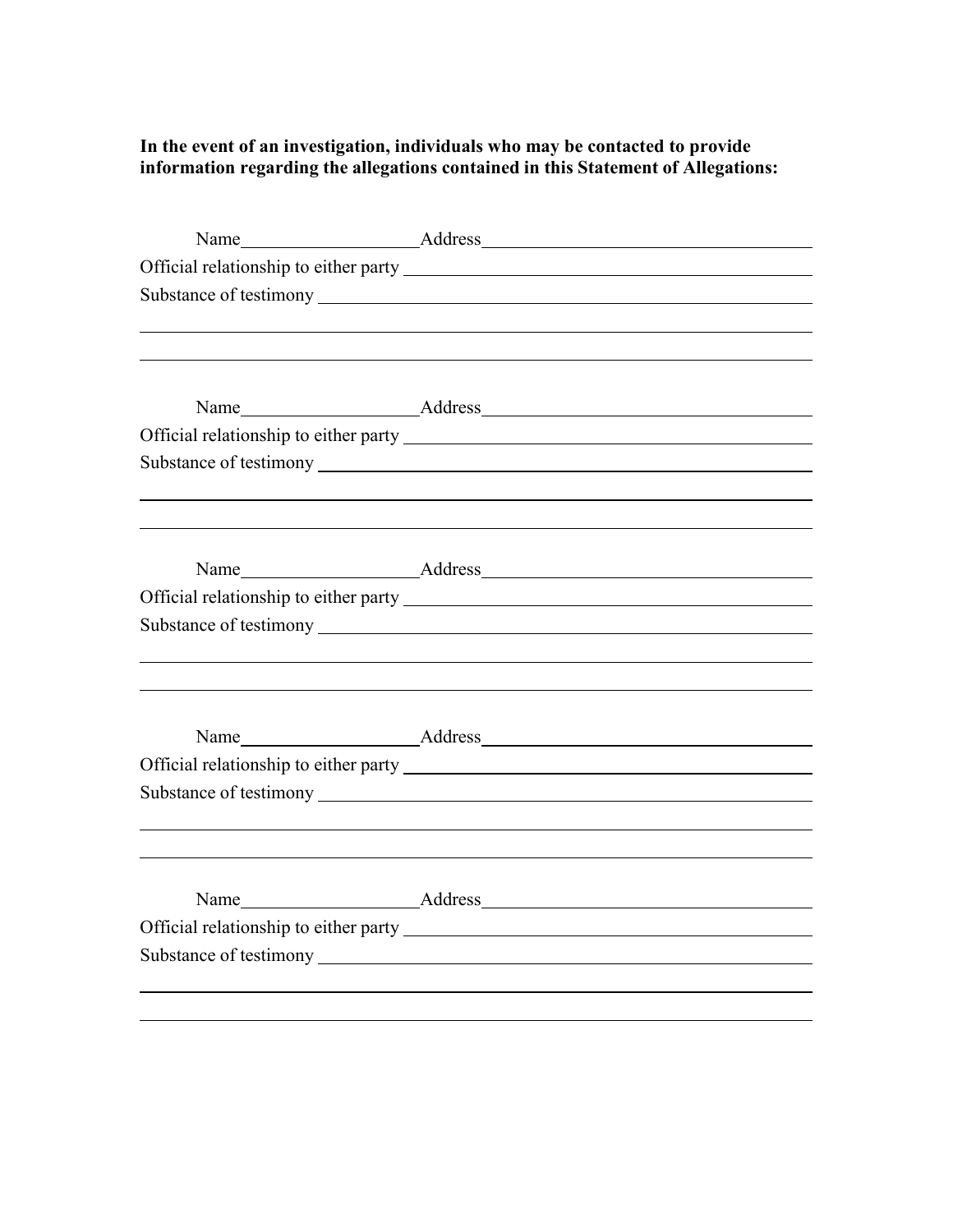**In the event of an investigation, individuals who may be contacted to provide information regarding the allegations contained in this Statement of Allegations:**

Name\_\_\_\_\_\_\_\_\_\_\_\_\_\_\_\_\_\_\_\_ Address\_\_\_\_\_\_\_\_\_\_\_\_\_\_\_\_\_\_\_\_\_\_\_\_\_\_\_\_\_\_\_\_\_\_\_\_\_\_

Official relationship to either party \_\_\_\_\_\_\_\_\_\_\_\_\_\_\_\_\_\_\_\_\_\_\_\_\_\_\_\_\_\_\_\_\_\_\_\_\_\_\_\_\_\_\_\_

Substance of testimony \_\_\_\_\_\_\_\_\_\_\_\_\_\_\_\_\_\_\_\_\_\_\_\_\_\_\_\_\_\_\_\_\_\_\_\_\_\_\_\_\_\_\_\_\_\_\_\_\_\_\_\_\_\_\_

\_\_\_\_\_\_\_\_\_\_\_\_\_\_\_\_\_\_\_\_\_\_\_\_\_\_\_\_\_\_\_\_\_\_\_\_\_\_\_\_\_\_\_\_\_\_\_\_\_\_\_\_\_\_\_\_\_\_\_\_\_\_\_\_\_\_\_\_\_\_\_\_\_\_\_\_\_\_\_

\_\_\_\_\_\_\_\_\_\_\_\_\_\_\_\_\_\_\_\_\_\_\_\_\_\_\_\_\_\_\_\_\_\_\_\_\_\_\_\_\_\_\_\_\_\_\_\_\_\_\_\_\_\_\_\_\_\_\_\_\_\_\_\_\_\_\_\_\_\_\_\_\_\_\_\_\_\_\_

Name\_\_\_\_\_\_\_\_\_\_\_\_\_\_\_\_\_\_\_\_ Address\_\_\_\_\_\_\_\_\_\_\_\_\_\_\_\_\_\_\_\_\_\_\_\_\_\_\_\_\_\_\_\_\_\_\_\_\_\_

Official relationship to either party \_\_\_\_\_\_\_\_\_\_\_\_\_\_\_\_\_\_\_\_\_\_\_\_\_\_\_\_\_\_\_\_\_\_\_\_\_\_\_\_\_\_\_\_

Substance of testimony \_\_\_\_\_\_\_\_\_\_\_\_\_\_\_\_\_\_\_\_\_\_\_\_\_\_\_\_\_\_\_\_\_\_\_\_\_\_\_\_\_\_\_\_\_\_\_\_\_\_\_\_\_\_\_

\_\_\_\_\_\_\_\_\_\_\_\_\_\_\_\_\_\_\_\_\_\_\_\_\_\_\_\_\_\_\_\_\_\_\_\_\_\_\_\_\_\_\_\_\_\_\_\_\_\_\_\_\_\_\_\_\_\_\_\_\_\_\_\_\_\_\_\_\_\_\_\_\_\_\_\_\_\_\_

\_\_\_\_\_\_\_\_\_\_\_\_\_\_\_\_\_\_\_\_\_\_\_\_\_\_\_\_\_\_\_\_\_\_\_\_\_\_\_\_\_\_\_\_\_\_\_\_\_\_\_\_\_\_\_\_\_\_\_\_\_\_\_\_\_\_\_\_\_\_\_\_\_\_\_\_\_\_\_

Name\_\_\_\_\_\_\_\_\_\_\_\_\_\_\_\_\_\_\_\_ Address\_\_\_\_\_\_\_\_\_\_\_\_\_\_\_\_\_\_\_\_\_\_\_\_\_\_\_\_\_\_\_\_\_\_\_\_\_\_

Official relationship to either party \_\_\_\_\_\_\_\_\_\_\_\_\_\_\_\_\_\_\_\_\_\_\_\_\_\_\_\_\_\_\_\_\_\_\_\_\_\_\_\_\_\_\_\_

Substance of testimony \_\_\_\_\_\_\_\_\_\_\_\_\_\_\_\_\_\_\_\_\_\_\_\_\_\_\_\_\_\_\_\_\_\_\_\_\_\_\_\_\_\_\_\_\_\_\_\_\_\_\_\_\_\_\_

\_\_\_\_\_\_\_\_\_\_\_\_\_\_\_\_\_\_\_\_\_\_\_\_\_\_\_\_\_\_\_\_\_\_\_\_\_\_\_\_\_\_\_\_\_\_\_\_\_\_\_\_\_\_\_\_\_\_\_\_\_\_\_\_\_\_\_\_\_\_\_\_\_\_\_\_\_\_\_

\_\_\_\_\_\_\_\_\_\_\_\_\_\_\_\_\_\_\_\_\_\_\_\_\_\_\_\_\_\_\_\_\_\_\_\_\_\_\_\_\_\_\_\_\_\_\_\_\_\_\_\_\_\_\_\_\_\_\_\_\_\_\_\_\_\_\_\_\_\_\_\_\_\_\_\_\_\_\_

Name\_\_\_\_\_\_\_\_\_\_\_\_\_\_\_\_\_\_\_\_ Address\_\_\_\_\_\_\_\_\_\_\_\_\_\_\_\_\_\_\_\_\_\_\_\_\_\_\_\_\_\_\_\_\_\_\_\_\_\_

Official relationship to either party \_\_\_\_\_\_\_\_\_\_\_\_\_\_\_\_\_\_\_\_\_\_\_\_\_\_\_\_\_\_\_\_\_\_\_\_\_\_\_\_\_\_\_\_

Substance of testimony \_\_\_\_\_\_\_\_\_\_\_\_\_\_\_\_\_\_\_\_\_\_\_\_\_\_\_\_\_\_\_\_\_\_\_\_\_\_\_\_\_\_\_\_\_\_\_\_\_\_\_\_\_\_\_

\_\_\_\_\_\_\_\_\_\_\_\_\_\_\_\_\_\_\_\_\_\_\_\_\_\_\_\_\_\_\_\_\_\_\_\_\_\_\_\_\_\_\_\_\_\_\_\_\_\_\_\_\_\_\_\_\_\_\_\_\_\_\_\_\_\_\_\_\_\_\_\_\_\_\_\_\_\_\_

\_\_\_\_\_\_\_\_\_\_\_\_\_\_\_\_\_\_\_\_\_\_\_\_\_\_\_\_\_\_\_\_\_\_\_\_\_\_\_\_\_\_\_\_\_\_\_\_\_\_\_\_\_\_\_\_\_\_\_\_\_\_\_\_\_\_\_\_\_\_\_\_\_\_\_\_\_\_\_

Name\_\_\_\_\_\_\_\_\_\_\_\_\_\_\_\_\_\_\_\_ Address\_\_\_\_\_\_\_\_\_\_\_\_\_\_\_\_\_\_\_\_\_\_\_\_\_\_\_\_\_\_\_\_\_\_\_\_\_\_

Official relationship to either party \_\_\_\_\_\_\_\_\_\_\_\_\_\_\_\_\_\_\_\_\_\_\_\_\_\_\_\_\_\_\_\_\_\_\_\_\_\_\_\_\_\_\_\_

Substance of testimony \_\_\_\_\_\_\_\_\_\_\_\_\_\_\_\_\_\_\_\_\_\_\_\_\_\_\_\_\_\_\_\_\_\_\_\_\_\_\_\_\_\_\_\_\_\_\_\_\_\_\_\_\_\_\_

\_\_\_\_\_\_\_\_\_\_\_\_\_\_\_\_\_\_\_\_\_\_\_\_\_\_\_\_\_\_\_\_\_\_\_\_\_\_\_\_\_\_\_\_\_\_\_\_\_\_\_\_\_\_\_\_\_\_\_\_\_\_\_\_\_\_\_\_\_\_\_\_\_\_\_\_\_\_\_

\_\_\_\_\_\_\_\_\_\_\_\_\_\_\_\_\_\_\_\_\_\_\_\_\_\_\_\_\_\_\_\_\_\_\_\_\_\_\_\_\_\_\_\_\_\_\_\_\_\_\_\_\_\_\_\_\_\_\_\_\_\_\_\_\_\_\_\_\_\_\_\_\_\_\_\_\_\_\_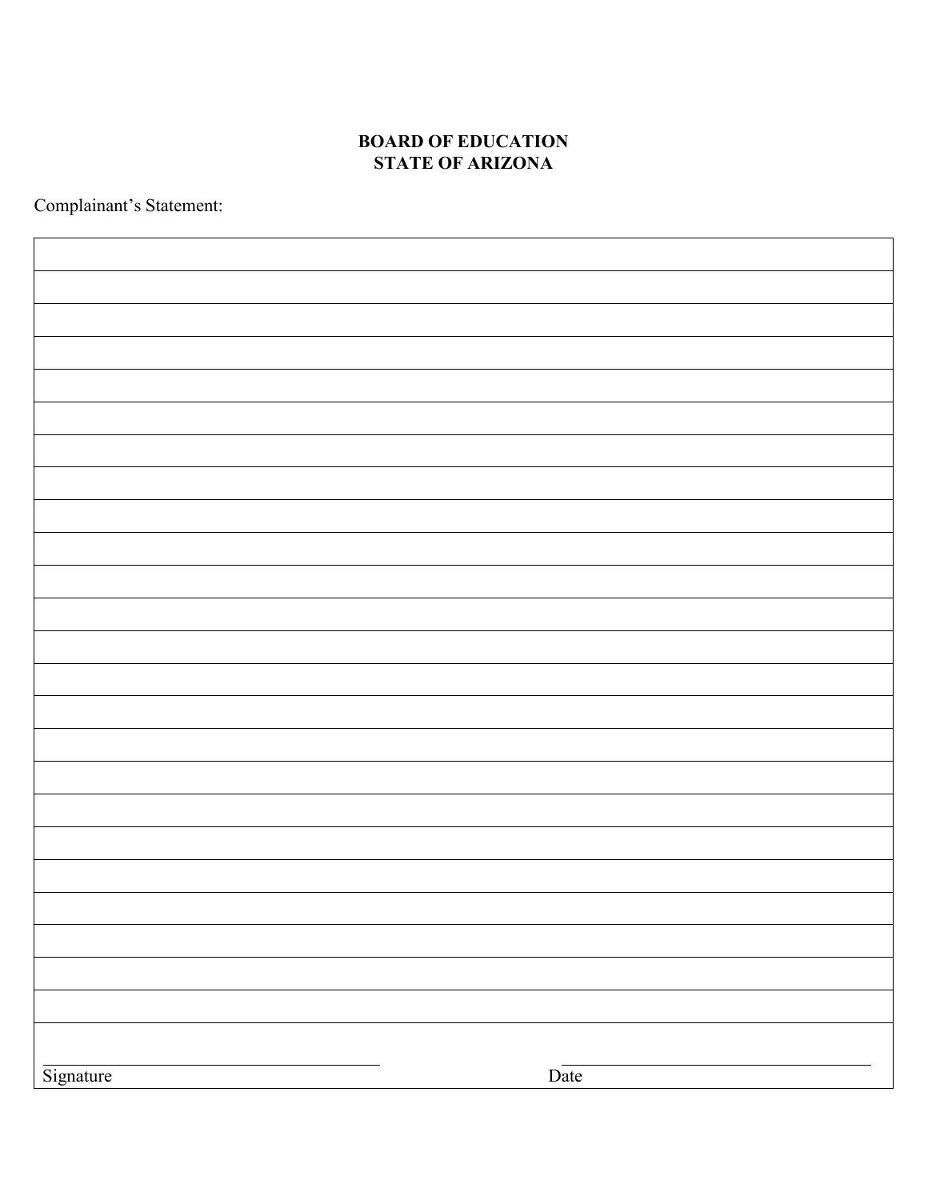**BOARD OF EDUCATION**
**STATE OF ARIZONA**

Complainant's Statement:

| |
|---|
| |
| |
| |
| |
| |
| |
| |
| |
| |
| |
| |
| |
| |
| |
| |
| |
| |
| |
| |
| |
| |
| |
| |
| Signature ____________________ Date ____________________ |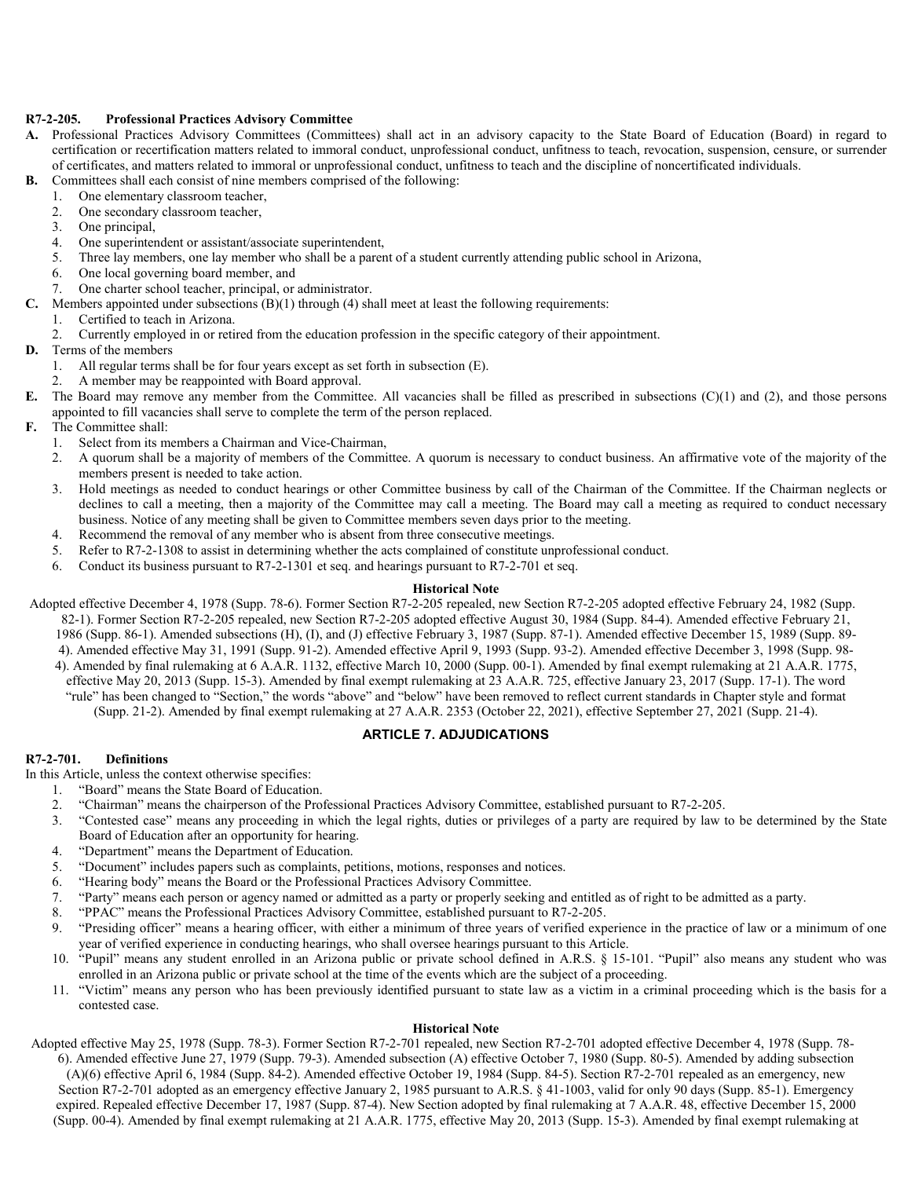**R7-2-205. Professional Practices Advisory Committee**

**A.** Professional Practices Advisory Committees (Committees) shall act in an advisory capacity to the State Board of Education (Board) in regard to certification or recertification matters related to immoral conduct, unprofessional conduct, unfitness to teach, revocation, suspension, censure, or surrender of certificates, and matters related to immoral or unprofessional conduct, unfitness to teach and the discipline of noncertificated individuals.

**B.** Committees shall each consist of nine members comprised of the following:
1. One elementary classroom teacher,
2. One secondary classroom teacher,
3. One principal,
4. One superintendent or assistant/associate superintendent,
5. Three lay members, one lay member who shall be a parent of a student currently attending public school in Arizona,
6. One local governing board member, and
7. One charter school teacher, principal, or administrator.

**C.** Members appointed under subsections (B)(1) through (4) shall meet at least the following requirements:
1. Certified to teach in Arizona.
2. Currently employed in or retired from the education profession in the specific category of their appointment.

**D.** Terms of the members
1. All regular terms shall be for four years except as set forth in subsection (E).
2. A member may be reappointed with Board approval.

**E.** The Board may remove any member from the Committee. All vacancies shall be filled as prescribed in subsections (C)(1) and (2), and those persons appointed to fill vacancies shall serve to complete the term of the person replaced.

**F.** The Committee shall:
1. Select from its members a Chairman and Vice-Chairman,
2. A quorum shall be a majority of members of the Committee. A quorum is necessary to conduct business. An affirmative vote of the majority of the members present is needed to take action.
3. Hold meetings as needed to conduct hearings or other Committee business by call of the Chairman of the Committee. If the Chairman neglects or declines to call a meeting, then a majority of the Committee may call a meeting. The Board may call a meeting as required to conduct necessary business. Notice of any meeting shall be given to Committee members seven days prior to the meeting.
4. Recommend the removal of any member who is absent from three consecutive meetings.
5. Refer to R7-2-1308 to assist in determining whether the acts complained of constitute unprofessional conduct.
6. Conduct its business pursuant to R7-2-1301 et seq. and hearings pursuant to R7-2-701 et seq.

**Historical Note**

Adopted effective December 4, 1978 (Supp. 78-6). Former Section R7-2-205 repealed, new Section R7-2-205 adopted effective February 24, 1982 (Supp. 82-1). Former Section R7-2-205 repealed, new Section R7-2-205 adopted effective August 30, 1984 (Supp. 84-4). Amended effective February 21, 1986 (Supp. 86-1). Amended subsections (H), (I), and (J) effective February 3, 1987 (Supp. 87-1). Amended effective December 15, 1989 (Supp. 89-4). Amended effective May 31, 1991 (Supp. 91-2). Amended effective April 9, 1993 (Supp. 93-2). Amended effective December 3, 1998 (Supp. 98-4). Amended by final rulemaking at 6 A.A.R. 1132, effective March 10, 2000 (Supp. 00-1). Amended by final exempt rulemaking at 21 A.A.R. 1775, effective May 20, 2013 (Supp. 15-3). Amended by final exempt rulemaking at 23 A.A.R. 725, effective January 23, 2017 (Supp. 17-1). The word "rule" has been changed to "Section," the words "above" and "below" have been removed to reflect current standards in Chapter style and format (Supp. 21-2). Amended by final exempt rulemaking at 27 A.A.R. 2353 (October 22, 2021), effective September 27, 2021 (Supp. 21-4).

## ARTICLE 7. ADJUDICATIONS

**R7-2-701. Definitions**

In this Article, unless the context otherwise specifies:
1. "Board" means the State Board of Education.
2. "Chairman" means the chairperson of the Professional Practices Advisory Committee, established pursuant to R7-2-205.
3. "Contested case" means any proceeding in which the legal rights, duties or privileges of a party are required by law to be determined by the State Board of Education after an opportunity for hearing.
4. "Department" means the Department of Education.
5. "Document" includes papers such as complaints, petitions, motions, responses and notices.
6. "Hearing body" means the Board or the Professional Practices Advisory Committee.
7. "Party" means each person or agency named or admitted as a party or properly seeking and entitled as of right to be admitted as a party.
8. "PPAC" means the Professional Practices Advisory Committee, established pursuant to R7-2-205.
9. "Presiding officer" means a hearing officer, with either a minimum of three years of verified experience in the practice of law or a minimum of one year of verified experience in conducting hearings, who shall oversee hearings pursuant to this Article.
10. "Pupil" means any student enrolled in an Arizona public or private school defined in A.R.S. § 15-101. "Pupil" also means any student who was enrolled in an Arizona public or private school at the time of the events which are the subject of a proceeding.
11. "Victim" means any person who has been previously identified pursuant to state law as a victim in a criminal proceeding which is the basis for a contested case.

**Historical Note**

Adopted effective May 25, 1978 (Supp. 78-3). Former Section R7-2-701 repealed, new Section R7-2-701 adopted effective December 4, 1978 (Supp. 78-6). Amended effective June 27, 1979 (Supp. 79-3). Amended subsection (A) effective October 7, 1980 (Supp. 80-5). Amended by adding subsection (A)(6) effective April 6, 1984 (Supp. 84-2). Amended effective October 19, 1984 (Supp. 84-5). Section R7-2-701 repealed as an emergency, new Section R7-2-701 adopted as an emergency effective January 2, 1985 pursuant to A.R.S. § 41-1003, valid for only 90 days (Supp. 85-1). Emergency expired. Repealed effective December 17, 1987 (Supp. 87-4). New Section adopted by final rulemaking at 7 A.A.R. 48, effective December 15, 2000 (Supp. 00-4). Amended by final exempt rulemaking at 21 A.A.R. 1775, effective May 20, 2013 (Supp. 15-3). Amended by final exempt rulemaking at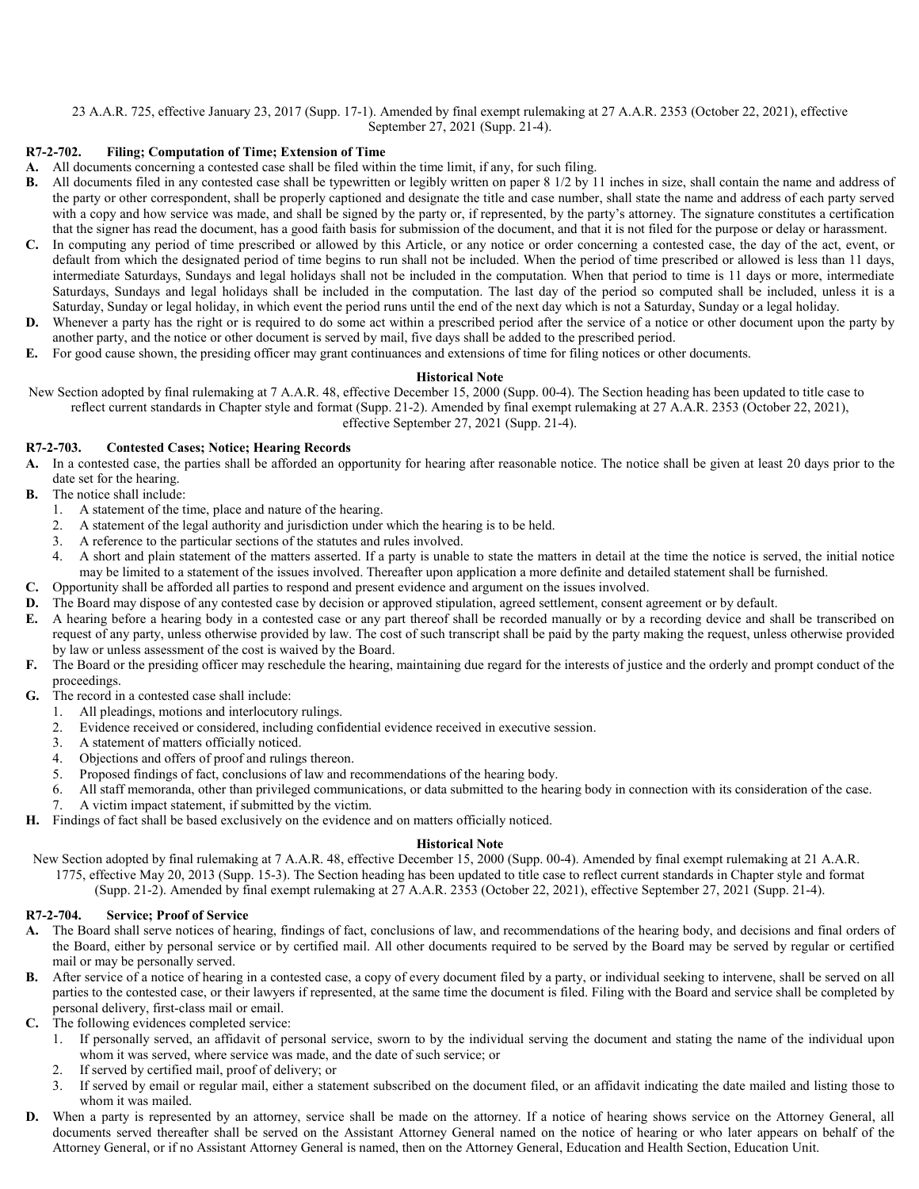23 A.A.R. 725, effective January 23, 2017 (Supp. 17-1). Amended by final exempt rulemaking at 27 A.A.R. 2353 (October 22, 2021), effective September 27, 2021 (Supp. 21-4).

**R7-2-702. Filing; Computation of Time; Extension of Time**

**A.** All documents concerning a contested case shall be filed within the time limit, if any, for such filing.

**B.** All documents filed in any contested case shall be typewritten or legibly written on paper 8 1/2 by 11 inches in size, shall contain the name and address of the party or other correspondent, shall be properly captioned and designate the title and case number, shall state the name and address of each party served with a copy and how service was made, and shall be signed by the party or, if represented, by the party's attorney. The signature constitutes a certification that the signer has read the document, has a good faith basis for submission of the document, and that it is not filed for the purpose or delay or harassment.

**C.** In computing any period of time prescribed or allowed by this Article, or any notice or order concerning a contested case, the day of the act, event, or default from which the designated period of time begins to run shall not be included. When the period of time prescribed or allowed is less than 11 days, intermediate Saturdays, Sundays and legal holidays shall not be included in the computation. When that period to time is 11 days or more, intermediate Saturdays, Sundays and legal holidays shall be included in the computation. The last day of the period so computed shall be included, unless it is a Saturday, Sunday or legal holiday, in which event the period runs until the end of the next day which is not a Saturday, Sunday or a legal holiday.

**D.** Whenever a party has the right or is required to do some act within a prescribed period after the service of a notice or other document upon the party by another party, and the notice or other document is served by mail, five days shall be added to the prescribed period.

**E.** For good cause shown, the presiding officer may grant continuances and extensions of time for filing notices or other documents.

**Historical Note**

New Section adopted by final rulemaking at 7 A.A.R. 48, effective December 15, 2000 (Supp. 00-4). The Section heading has been updated to title case to reflect current standards in Chapter style and format (Supp. 21-2). Amended by final exempt rulemaking at 27 A.A.R. 2353 (October 22, 2021), effective September 27, 2021 (Supp. 21-4).

**R7-2-703. Contested Cases; Notice; Hearing Records**

**A.** In a contested case, the parties shall be afforded an opportunity for hearing after reasonable notice. The notice shall be given at least 20 days prior to the date set for the hearing.

**B.** The notice shall include:
1. A statement of the time, place and nature of the hearing.
2. A statement of the legal authority and jurisdiction under which the hearing is to be held.
3. A reference to the particular sections of the statutes and rules involved.
4. A short and plain statement of the matters asserted. If a party is unable to state the matters in detail at the time the notice is served, the initial notice may be limited to a statement of the issues involved. Thereafter upon application a more definite and detailed statement shall be furnished.

**C.** Opportunity shall be afforded all parties to respond and present evidence and argument on the issues involved.

**D.** The Board may dispose of any contested case by decision or approved stipulation, agreed settlement, consent agreement or by default.

**E.** A hearing before a hearing body in a contested case or any part thereof shall be recorded manually or by a recording device and shall be transcribed on request of any party, unless otherwise provided by law. The cost of such transcript shall be paid by the party making the request, unless otherwise provided by law or unless assessment of the cost is waived by the Board.

**F.** The Board or the presiding officer may reschedule the hearing, maintaining due regard for the interests of justice and the orderly and prompt conduct of the proceedings.

**G.** The record in a contested case shall include:
1. All pleadings, motions and interlocutory rulings.
2. Evidence received or considered, including confidential evidence received in executive session.
3. A statement of matters officially noticed.
4. Objections and offers of proof and rulings thereon.
5. Proposed findings of fact, conclusions of law and recommendations of the hearing body.
6. All staff memoranda, other than privileged communications, or data submitted to the hearing body in connection with its consideration of the case.
7. A victim impact statement, if submitted by the victim.

**H.** Findings of fact shall be based exclusively on the evidence and on matters officially noticed.

**Historical Note**

New Section adopted by final rulemaking at 7 A.A.R. 48, effective December 15, 2000 (Supp. 00-4). Amended by final exempt rulemaking at 21 A.A.R. 1775, effective May 20, 2013 (Supp. 15-3). The Section heading has been updated to title case to reflect current standards in Chapter style and format (Supp. 21-2). Amended by final exempt rulemaking at 27 A.A.R. 2353 (October 22, 2021), effective September 27, 2021 (Supp. 21-4).

**R7-2-704. Service; Proof of Service**

**A.** The Board shall serve notices of hearing, findings of fact, conclusions of law, and recommendations of the hearing body, and decisions and final orders of the Board, either by personal service or by certified mail. All other documents required to be served by the Board may be served by regular or certified mail or may be personally served.

**B.** After service of a notice of hearing in a contested case, a copy of every document filed by a party, or individual seeking to intervene, shall be served on all parties to the contested case, or their lawyers if represented, at the same time the document is filed. Filing with the Board and service shall be completed by personal delivery, first-class mail or email.

**C.** The following evidences completed service:
1. If personally served, an affidavit of personal service, sworn to by the individual serving the document and stating the name of the individual upon whom it was served, where service was made, and the date of such service; or
2. If served by certified mail, proof of delivery; or
3. If served by email or regular mail, either a statement subscribed on the document filed, or an affidavit indicating the date mailed and listing those to whom it was mailed.

**D.** When a party is represented by an attorney, service shall be made on the attorney. If a notice of hearing shows service on the Attorney General, all documents served thereafter shall be served on the Assistant Attorney General named on the notice of hearing or who later appears on behalf of the Attorney General, or if no Assistant Attorney General is named, then on the Attorney General, Education and Health Section, Education Unit.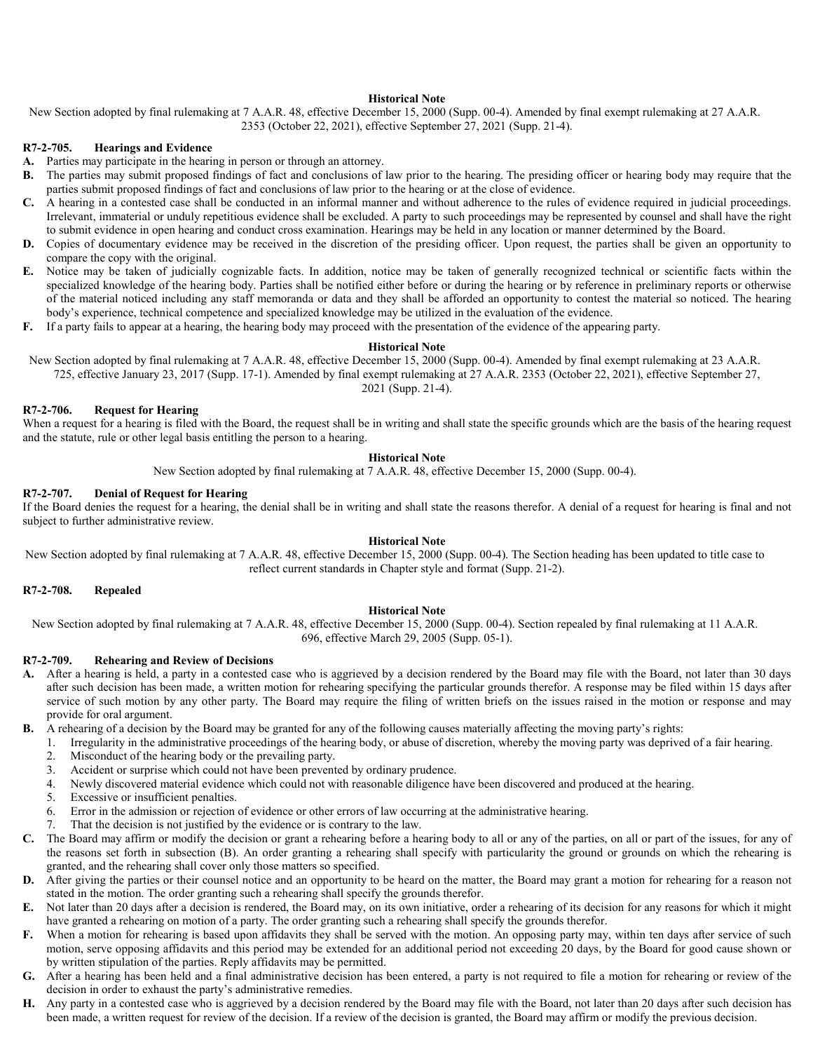**Historical Note**

New Section adopted by final rulemaking at 7 A.A.R. 48, effective December 15, 2000 (Supp. 00-4). Amended by final exempt rulemaking at 27 A.A.R. 2353 (October 22, 2021), effective September 27, 2021 (Supp. 21-4).

### R7-2-705. Hearings and Evidence

**A.** Parties may participate in the hearing in person or through an attorney.

**B.** The parties may submit proposed findings of fact and conclusions of law prior to the hearing. The presiding officer or hearing body may require that the parties submit proposed findings of fact and conclusions of law prior to the hearing or at the close of evidence.

**C.** A hearing in a contested case shall be conducted in an informal manner and without adherence to the rules of evidence required in judicial proceedings. Irrelevant, immaterial or unduly repetitious evidence shall be excluded. A party to such proceedings may be represented by counsel and shall have the right to submit evidence in open hearing and conduct cross examination. Hearings may be held in any location or manner determined by the Board.

**D.** Copies of documentary evidence may be received in the discretion of the presiding officer. Upon request, the parties shall be given an opportunity to compare the copy with the original.

**E.** Notice may be taken of judicially cognizable facts. In addition, notice may be taken of generally recognized technical or scientific facts within the specialized knowledge of the hearing body. Parties shall be notified either before or during the hearing or by reference in preliminary reports or otherwise of the material noticed including any staff memoranda or data and they shall be afforded an opportunity to contest the material so noticed. The hearing body's experience, technical competence and specialized knowledge may be utilized in the evaluation of the evidence.

**F.** If a party fails to appear at a hearing, the hearing body may proceed with the presentation of the evidence of the appearing party.

**Historical Note**

New Section adopted by final rulemaking at 7 A.A.R. 48, effective December 15, 2000 (Supp. 00-4). Amended by final exempt rulemaking at 23 A.A.R. 725, effective January 23, 2017 (Supp. 17-1). Amended by final exempt rulemaking at 27 A.A.R. 2353 (October 22, 2021), effective September 27, 2021 (Supp. 21-4).

### R7-2-706. Request for Hearing

When a request for a hearing is filed with the Board, the request shall be in writing and shall state the specific grounds which are the basis of the hearing request and the statute, rule or other legal basis entitling the person to a hearing.

**Historical Note**

New Section adopted by final rulemaking at 7 A.A.R. 48, effective December 15, 2000 (Supp. 00-4).

### R7-2-707. Denial of Request for Hearing

If the Board denies the request for a hearing, the denial shall be in writing and shall state the reasons therefor. A denial of a request for hearing is final and not subject to further administrative review.

**Historical Note**

New Section adopted by final rulemaking at 7 A.A.R. 48, effective December 15, 2000 (Supp. 00-4). The Section heading has been updated to title case to reflect current standards in Chapter style and format (Supp. 21-2).

### R7-2-708. Repealed

**Historical Note**

New Section adopted by final rulemaking at 7 A.A.R. 48, effective December 15, 2000 (Supp. 00-4). Section repealed by final rulemaking at 11 A.A.R. 696, effective March 29, 2005 (Supp. 05-1).

### R7-2-709. Rehearing and Review of Decisions

**A.** After a hearing is held, a party in a contested case who is aggrieved by a decision rendered by the Board may file with the Board, not later than 30 days after such decision has been made, a written motion for rehearing specifying the particular grounds therefor. A response may be filed within 15 days after service of such motion by any other party. The Board may require the filing of written briefs on the issues raised in the motion or response and may provide for oral argument.

**B.** A rehearing of a decision by the Board may be granted for any of the following causes materially affecting the moving party's rights:

1. Irregularity in the administrative proceedings of the hearing body, or abuse of discretion, whereby the moving party was deprived of a fair hearing.
2. Misconduct of the hearing body or the prevailing party.
3. Accident or surprise which could not have been prevented by ordinary prudence.
4. Newly discovered material evidence which could not with reasonable diligence have been discovered and produced at the hearing.
5. Excessive or insufficient penalties.
6. Error in the admission or rejection of evidence or other errors of law occurring at the administrative hearing.
7. That the decision is not justified by the evidence or is contrary to the law.

**C.** The Board may affirm or modify the decision or grant a rehearing before a hearing body to all or any of the parties, on all or part of the issues, for any of the reasons set forth in subsection (B). An order granting a rehearing shall specify with particularity the ground or grounds on which the rehearing is granted, and the rehearing shall cover only those matters so specified.

**D.** After giving the parties or their counsel notice and an opportunity to be heard on the matter, the Board may grant a motion for rehearing for a reason not stated in the motion. The order granting such a rehearing shall specify the grounds therefor.

**E.** Not later than 20 days after a decision is rendered, the Board may, on its own initiative, order a rehearing of its decision for any reasons for which it might have granted a rehearing on motion of a party. The order granting such a rehearing shall specify the grounds therefor.

**F.** When a motion for rehearing is based upon affidavits they shall be served with the motion. An opposing party may, within ten days after service of such motion, serve opposing affidavits and this period may be extended for an additional period not exceeding 20 days, by the Board for good cause shown or by written stipulation of the parties. Reply affidavits may be permitted.

**G.** After a hearing has been held and a final administrative decision has been entered, a party is not required to file a motion for rehearing or review of the decision in order to exhaust the party's administrative remedies.

**H.** Any party in a contested case who is aggrieved by a decision rendered by the Board may file with the Board, not later than 20 days after such decision has been made, a written request for review of the decision. If a review of the decision is granted, the Board may affirm or modify the previous decision.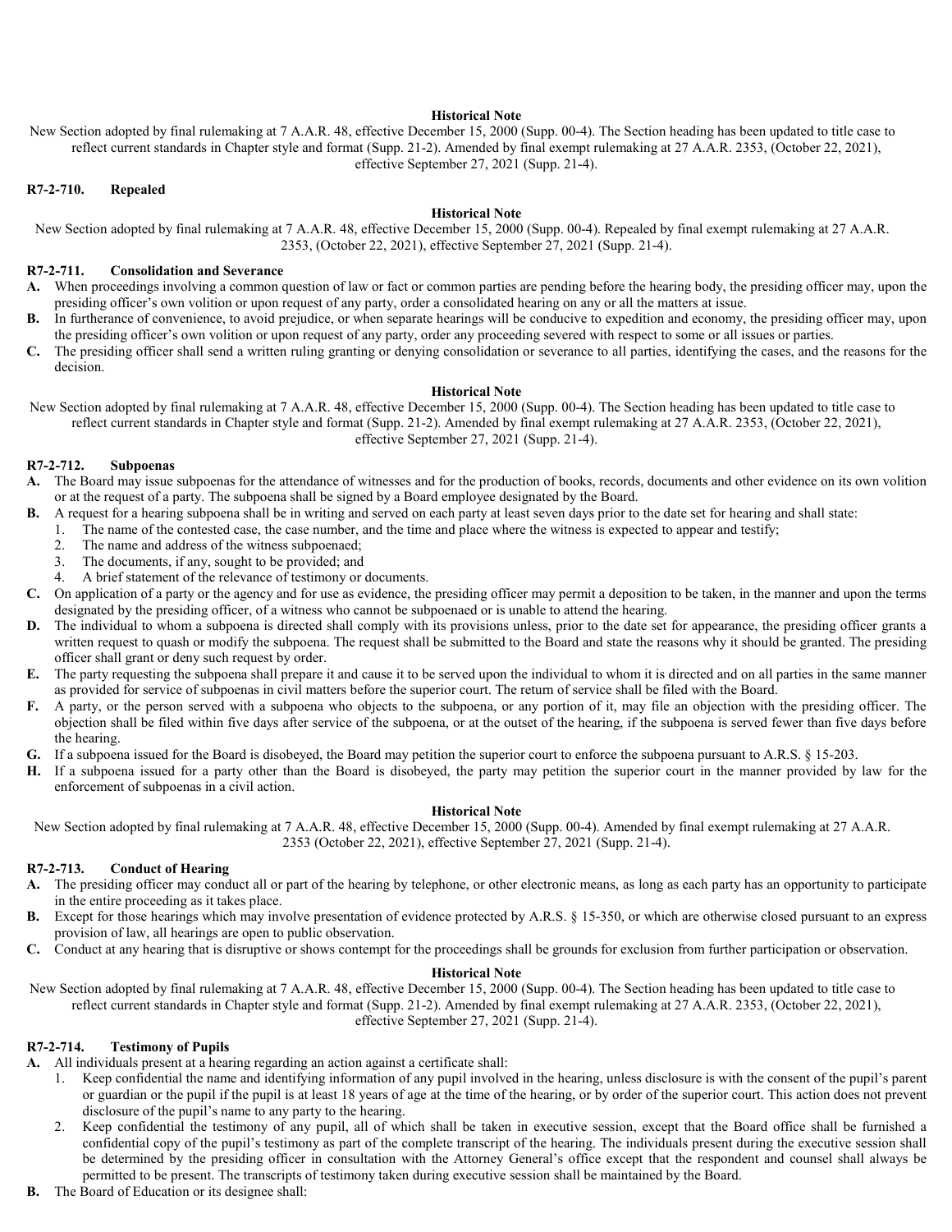**Historical Note**

New Section adopted by final rulemaking at 7 A.A.R. 48, effective December 15, 2000 (Supp. 00-4). The Section heading has been updated to title case to reflect current standards in Chapter style and format (Supp. 21-2). Amended by final exempt rulemaking at 27 A.A.R. 2353, (October 22, 2021), effective September 27, 2021 (Supp. 21-4).

### R7-2-710. Repealed

**Historical Note**

New Section adopted by final rulemaking at 7 A.A.R. 48, effective December 15, 2000 (Supp. 00-4). Repealed by final exempt rulemaking at 27 A.A.R. 2353, (October 22, 2021), effective September 27, 2021 (Supp. 21-4).

### R7-2-711. Consolidation and Severance

**A.** When proceedings involving a common question of law or fact or common parties are pending before the hearing body, the presiding officer may, upon the presiding officer's own volition or upon request of any party, order a consolidated hearing on any or all the matters at issue.

**B.** In furtherance of convenience, to avoid prejudice, or when separate hearings will be conducive to expedition and economy, the presiding officer may, upon the presiding officer's own volition or upon request of any party, order any proceeding severed with respect to some or all issues or parties.

**C.** The presiding officer shall send a written ruling granting or denying consolidation or severance to all parties, identifying the cases, and the reasons for the decision.

**Historical Note**

New Section adopted by final rulemaking at 7 A.A.R. 48, effective December 15, 2000 (Supp. 00-4). The Section heading has been updated to title case to reflect current standards in Chapter style and format (Supp. 21-2). Amended by final exempt rulemaking at 27 A.A.R. 2353, (October 22, 2021), effective September 27, 2021 (Supp. 21-4).

### R7-2-712. Subpoenas

**A.** The Board may issue subpoenas for the attendance of witnesses and for the production of books, records, documents and other evidence on its own volition or at the request of a party. The subpoena shall be signed by a Board employee designated by the Board.

**B.** A request for a hearing subpoena shall be in writing and served on each party at least seven days prior to the date set for hearing and shall state:

1. The name of the contested case, the case number, and the time and place where the witness is expected to appear and testify;
2. The name and address of the witness subpoenaed;
3. The documents, if any, sought to be provided; and
4. A brief statement of the relevance of testimony or documents.

**C.** On application of a party or the agency and for use as evidence, the presiding officer may permit a deposition to be taken, in the manner and upon the terms designated by the presiding officer, of a witness who cannot be subpoenaed or is unable to attend the hearing.

**D.** The individual to whom a subpoena is directed shall comply with its provisions unless, prior to the date set for appearance, the presiding officer grants a written request to quash or modify the subpoena. The request shall be submitted to the Board and state the reasons why it should be granted. The presiding officer shall grant or deny such request by order.

**E.** The party requesting the subpoena shall prepare it and cause it to be served upon the individual to whom it is directed and on all parties in the same manner as provided for service of subpoenas in civil matters before the superior court. The return of service shall be filed with the Board.

**F.** A party, or the person served with a subpoena who objects to the subpoena, or any portion of it, may file an objection with the presiding officer. The objection shall be filed within five days after service of the subpoena, or at the outset of the hearing, if the subpoena is served fewer than five days before the hearing.

**G.** If a subpoena issued for the Board is disobeyed, the Board may petition the superior court to enforce the subpoena pursuant to A.R.S. § 15-203.

**H.** If a subpoena issued for a party other than the Board is disobeyed, the party may petition the superior court in the manner provided by law for the enforcement of subpoenas in a civil action.

**Historical Note**

New Section adopted by final rulemaking at 7 A.A.R. 48, effective December 15, 2000 (Supp. 00-4). Amended by final exempt rulemaking at 27 A.A.R. 2353 (October 22, 2021), effective September 27, 2021 (Supp. 21-4).

### R7-2-713. Conduct of Hearing

**A.** The presiding officer may conduct all or part of the hearing by telephone, or other electronic means, as long as each party has an opportunity to participate in the entire proceeding as it takes place.

**B.** Except for those hearings which may involve presentation of evidence protected by A.R.S. § 15-350, or which are otherwise closed pursuant to an express provision of law, all hearings are open to public observation.

**C.** Conduct at any hearing that is disruptive or shows contempt for the proceedings shall be grounds for exclusion from further participation or observation.

**Historical Note**

New Section adopted by final rulemaking at 7 A.A.R. 48, effective December 15, 2000 (Supp. 00-4). The Section heading has been updated to title case to reflect current standards in Chapter style and format (Supp. 21-2). Amended by final exempt rulemaking at 27 A.A.R. 2353, (October 22, 2021), effective September 27, 2021 (Supp. 21-4).

### R7-2-714. Testimony of Pupils

**A.** All individuals present at a hearing regarding an action against a certificate shall:

1. Keep confidential the name and identifying information of any pupil involved in the hearing, unless disclosure is with the consent of the pupil's parent or guardian or the pupil if the pupil is at least 18 years of age at the time of the hearing, or by order of the superior court. This action does not prevent disclosure of the pupil's name to any party to the hearing.
2. Keep confidential the testimony of any pupil, all of which shall be taken in executive session, except that the Board office shall be furnished a confidential copy of the pupil's testimony as part of the complete transcript of the hearing. The individuals present during the executive session shall be determined by the presiding officer in consultation with the Attorney General's office except that the respondent and counsel shall always be permitted to be present. The transcripts of testimony taken during executive session shall be maintained by the Board.

**B.** The Board of Education or its designee shall: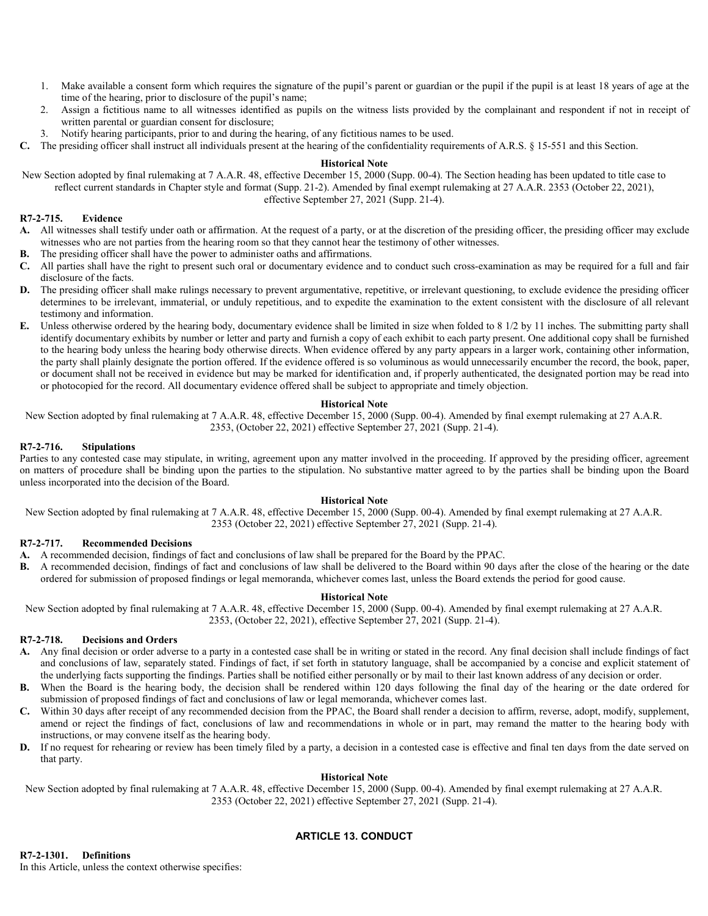1. Make available a consent form which requires the signature of the pupil's parent or guardian or the pupil if the pupil is at least 18 years of age at the time of the hearing, prior to disclosure of the pupil's name;
2. Assign a fictitious name to all witnesses identified as pupils on the witness lists provided by the complainant and respondent if not in receipt of written parental or guardian consent for disclosure;
3. Notify hearing participants, prior to and during the hearing, of any fictitious names to be used.

**C.** The presiding officer shall instruct all individuals present at the hearing of the confidentiality requirements of A.R.S. § 15-551 and this Section.

**Historical Note**

New Section adopted by final rulemaking at 7 A.A.R. 48, effective December 15, 2000 (Supp. 00-4). The Section heading has been updated to title case to reflect current standards in Chapter style and format (Supp. 21-2). Amended by final exempt rulemaking at 27 A.A.R. 2353 (October 22, 2021), effective September 27, 2021 (Supp. 21-4).

### R7-2-715. Evidence

**A.** All witnesses shall testify under oath or affirmation. At the request of a party, or at the discretion of the presiding officer, the presiding officer may exclude witnesses who are not parties from the hearing room so that they cannot hear the testimony of other witnesses.

**B.** The presiding officer shall have the power to administer oaths and affirmations.

**C.** All parties shall have the right to present such oral or documentary evidence and to conduct such cross-examination as may be required for a full and fair disclosure of the facts.

**D.** The presiding officer shall make rulings necessary to prevent argumentative, repetitive, or irrelevant questioning, to exclude evidence the presiding officer determines to be irrelevant, immaterial, or unduly repetitious, and to expedite the examination to the extent consistent with the disclosure of all relevant testimony and information.

**E.** Unless otherwise ordered by the hearing body, documentary evidence shall be limited in size when folded to 8 1/2 by 11 inches. The submitting party shall identify documentary exhibits by number or letter and party and furnish a copy of each exhibit to each party present. One additional copy shall be furnished to the hearing body unless the hearing body otherwise directs. When evidence offered by any party appears in a larger work, containing other information, the party shall plainly designate the portion offered. If the evidence offered is so voluminous as would unnecessarily encumber the record, the book, paper, or document shall not be received in evidence but may be marked for identification and, if properly authenticated, the designated portion may be read into or photocopied for the record. All documentary evidence offered shall be subject to appropriate and timely objection.

**Historical Note**

New Section adopted by final rulemaking at 7 A.A.R. 48, effective December 15, 2000 (Supp. 00-4). Amended by final exempt rulemaking at 27 A.A.R. 2353, (October 22, 2021) effective September 27, 2021 (Supp. 21-4).

### R7-2-716. Stipulations

Parties to any contested case may stipulate, in writing, agreement upon any matter involved in the proceeding. If approved by the presiding officer, agreement on matters of procedure shall be binding upon the parties to the stipulation. No substantive matter agreed to by the parties shall be binding upon the Board unless incorporated into the decision of the Board.

**Historical Note**

New Section adopted by final rulemaking at 7 A.A.R. 48, effective December 15, 2000 (Supp. 00-4). Amended by final exempt rulemaking at 27 A.A.R. 2353 (October 22, 2021) effective September 27, 2021 (Supp. 21-4).

### R7-2-717. Recommended Decisions

**A.** A recommended decision, findings of fact and conclusions of law shall be prepared for the Board by the PPAC.

**B.** A recommended decision, findings of fact and conclusions of law shall be delivered to the Board within 90 days after the close of the hearing or the date ordered for submission of proposed findings or legal memoranda, whichever comes last, unless the Board extends the period for good cause.

**Historical Note**

New Section adopted by final rulemaking at 7 A.A.R. 48, effective December 15, 2000 (Supp. 00-4). Amended by final exempt rulemaking at 27 A.A.R. 2353, (October 22, 2021), effective September 27, 2021 (Supp. 21-4).

### R7-2-718. Decisions and Orders

**A.** Any final decision or order adverse to a party in a contested case shall be in writing or stated in the record. Any final decision shall include findings of fact and conclusions of law, separately stated. Findings of fact, if set forth in statutory language, shall be accompanied by a concise and explicit statement of the underlying facts supporting the findings. Parties shall be notified either personally or by mail to their last known address of any decision or order.

**B.** When the Board is the hearing body, the decision shall be rendered within 120 days following the final day of the hearing or the date ordered for submission of proposed findings of fact and conclusions of law or legal memoranda, whichever comes last.

**C.** Within 30 days after receipt of any recommended decision from the PPAC, the Board shall render a decision to affirm, reverse, adopt, modify, supplement, amend or reject the findings of fact, conclusions of law and recommendations in whole or in part, may remand the matter to the hearing body with instructions, or may convene itself as the hearing body.

**D.** If no request for rehearing or review has been timely filed by a party, a decision in a contested case is effective and final ten days from the date served on that party.

**Historical Note**

New Section adopted by final rulemaking at 7 A.A.R. 48, effective December 15, 2000 (Supp. 00-4). Amended by final exempt rulemaking at 27 A.A.R. 2353 (October 22, 2021) effective September 27, 2021 (Supp. 21-4).

## ARTICLE 13. CONDUCT

### R7-2-1301. Definitions

In this Article, unless the context otherwise specifies: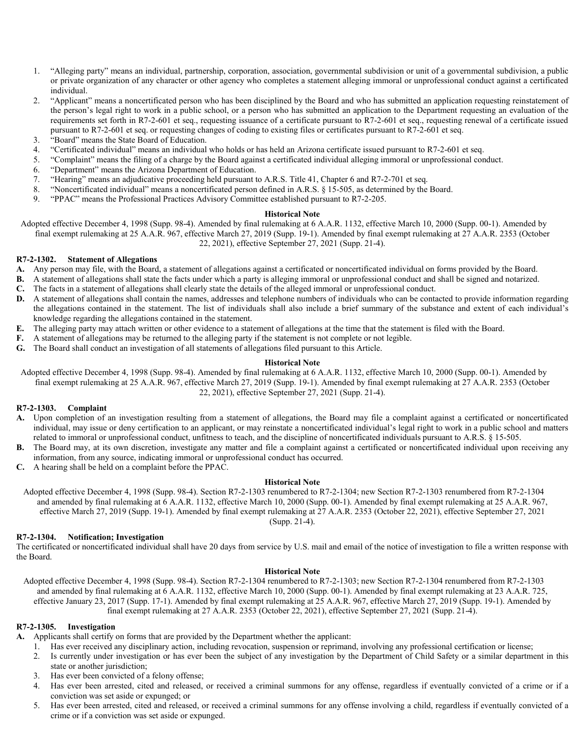1. "Alleging party" means an individual, partnership, corporation, association, governmental subdivision or unit of a governmental subdivision, a public or private organization of any character or other agency who completes a statement alleging immoral or unprofessional conduct against a certificated individual.
2. "Applicant" means a noncertificated person who has been disciplined by the Board and who has submitted an application requesting reinstatement of the person's legal right to work in a public school, or a person who has submitted an application to the Department requesting an evaluation of the requirements set forth in R7-2-601 et seq., requesting issuance of a certificate pursuant to R7-2-601 et seq., requesting renewal of a certificate issued pursuant to R7-2-601 et seq. or requesting changes of coding to existing files or certificates pursuant to R7-2-601 et seq.
3. "Board" means the State Board of Education.
4. "Certificated individual" means an individual who holds or has held an Arizona certificate issued pursuant to R7-2-601 et seq.
5. "Complaint" means the filing of a charge by the Board against a certificated individual alleging immoral or unprofessional conduct.
6. "Department" means the Arizona Department of Education.
7. "Hearing" means an adjudicative proceeding held pursuant to A.R.S. Title 41, Chapter 6 and R7-2-701 et seq.
8. "Noncertificated individual" means a noncertificated person defined in A.R.S. § 15-505, as determined by the Board.
9. "PPAC" means the Professional Practices Advisory Committee established pursuant to R7-2-205.

**Historical Note**

Adopted effective December 4, 1998 (Supp. 98-4). Amended by final rulemaking at 6 A.A.R. 1132, effective March 10, 2000 (Supp. 00-1). Amended by final exempt rulemaking at 25 A.A.R. 967, effective March 27, 2019 (Supp. 19-1). Amended by final exempt rulemaking at 27 A.A.R. 2353 (October 22, 2021), effective September 27, 2021 (Supp. 21-4).

### R7-2-1302. Statement of Allegations

**A.** Any person may file, with the Board, a statement of allegations against a certificated or noncertificated individual on forms provided by the Board.

**B.** A statement of allegations shall state the facts under which a party is alleging immoral or unprofessional conduct and shall be signed and notarized.

**C.** The facts in a statement of allegations shall clearly state the details of the alleged immoral or unprofessional conduct.

**D.** A statement of allegations shall contain the names, addresses and telephone numbers of individuals who can be contacted to provide information regarding the allegations contained in the statement. The list of individuals shall also include a brief summary of the substance and extent of each individual's knowledge regarding the allegations contained in the statement.

**E.** The alleging party may attach written or other evidence to a statement of allegations at the time that the statement is filed with the Board.

**F.** A statement of allegations may be returned to the alleging party if the statement is not complete or not legible.

**G.** The Board shall conduct an investigation of all statements of allegations filed pursuant to this Article.

**Historical Note**

Adopted effective December 4, 1998 (Supp. 98-4). Amended by final rulemaking at 6 A.A.R. 1132, effective March 10, 2000 (Supp. 00-1). Amended by final exempt rulemaking at 25 A.A.R. 967, effective March 27, 2019 (Supp. 19-1). Amended by final exempt rulemaking at 27 A.A.R. 2353 (October 22, 2021), effective September 27, 2021 (Supp. 21-4).

### R7-2-1303. Complaint

**A.** Upon completion of an investigation resulting from a statement of allegations, the Board may file a complaint against a certificated or noncertificated individual, may issue or deny certification to an applicant, or may reinstate a noncertificated individual's legal right to work in a public school and matters related to immoral or unprofessional conduct, unfitness to teach, and the discipline of noncertificated individuals pursuant to A.R.S. § 15-505.

**B.** The Board may, at its own discretion, investigate any matter and file a complaint against a certificated or noncertificated individual upon receiving any information, from any source, indicating immoral or unprofessional conduct has occurred.

**C.** A hearing shall be held on a complaint before the PPAC.

**Historical Note**

Adopted effective December 4, 1998 (Supp. 98-4). Section R7-2-1303 renumbered to R7-2-1304; new Section R7-2-1303 renumbered from R7-2-1304 and amended by final rulemaking at 6 A.A.R. 1132, effective March 10, 2000 (Supp. 00-1). Amended by final exempt rulemaking at 25 A.A.R. 967, effective March 27, 2019 (Supp. 19-1). Amended by final exempt rulemaking at 27 A.A.R. 2353 (October 22, 2021), effective September 27, 2021 (Supp. 21-4).

### R7-2-1304. Notification; Investigation

The certificated or noncertificated individual shall have 20 days from service by U.S. mail and email of the notice of investigation to file a written response with the Board.

**Historical Note**

Adopted effective December 4, 1998 (Supp. 98-4). Section R7-2-1304 renumbered to R7-2-1303; new Section R7-2-1304 renumbered from R7-2-1303 and amended by final rulemaking at 6 A.A.R. 1132, effective March 10, 2000 (Supp. 00-1). Amended by final exempt rulemaking at 23 A.A.R. 725, effective January 23, 2017 (Supp. 17-1). Amended by final exempt rulemaking at 25 A.A.R. 967, effective March 27, 2019 (Supp. 19-1). Amended by final exempt rulemaking at 27 A.A.R. 2353 (October 22, 2021), effective September 27, 2021 (Supp. 21-4).

### R7-2-1305. Investigation

**A.** Applicants shall certify on forms that are provided by the Department whether the applicant:

1. Has ever received any disciplinary action, including revocation, suspension or reprimand, involving any professional certification or license;
2. Is currently under investigation or has ever been the subject of any investigation by the Department of Child Safety or a similar department in this state or another jurisdiction;
3. Has ever been convicted of a felony offense;
4. Has ever been arrested, cited and released, or received a criminal summons for any offense, regardless if eventually convicted of a crime or if a conviction was set aside or expunged; or
5. Has ever been arrested, cited and released, or received a criminal summons for any offense involving a child, regardless if eventually convicted of a crime or if a conviction was set aside or expunged.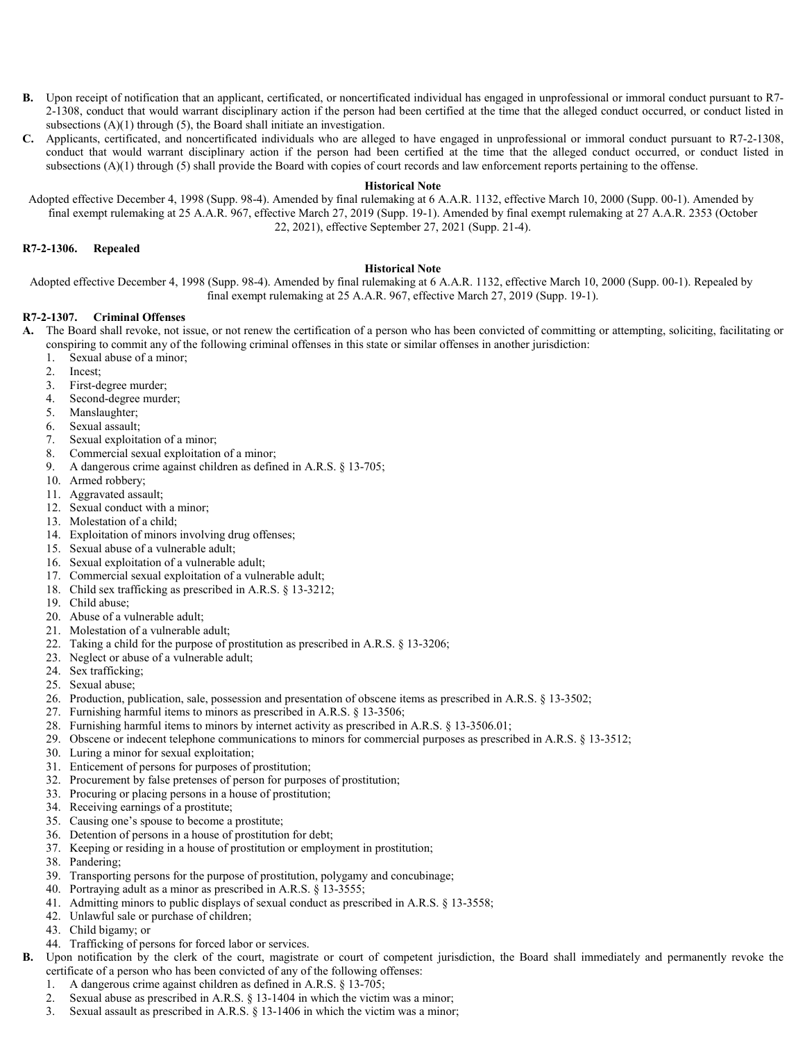**B.** Upon receipt of notification that an applicant, certificated, or noncertificated individual has engaged in unprofessional or immoral conduct pursuant to R7-2-1308, conduct that would warrant disciplinary action if the person had been certified at the time that the alleged conduct occurred, or conduct listed in subsections (A)(1) through (5), the Board shall initiate an investigation.

**C.** Applicants, certificated, and noncertificated individuals who are alleged to have engaged in unprofessional or immoral conduct pursuant to R7-2-1308, conduct that would warrant disciplinary action if the person had been certified at the time that the alleged conduct occurred, or conduct listed in subsections (A)(1) through (5) shall provide the Board with copies of court records and law enforcement reports pertaining to the offense.

**Historical Note**

Adopted effective December 4, 1998 (Supp. 98-4). Amended by final rulemaking at 6 A.A.R. 1132, effective March 10, 2000 (Supp. 00-1). Amended by final exempt rulemaking at 25 A.A.R. 967, effective March 27, 2019 (Supp. 19-1). Amended by final exempt rulemaking at 27 A.A.R. 2353 (October 22, 2021), effective September 27, 2021 (Supp. 21-4).

### R7-2-1306. Repealed

**Historical Note**

Adopted effective December 4, 1998 (Supp. 98-4). Amended by final rulemaking at 6 A.A.R. 1132, effective March 10, 2000 (Supp. 00-1). Repealed by final exempt rulemaking at 25 A.A.R. 967, effective March 27, 2019 (Supp. 19-1).

### R7-2-1307. Criminal Offenses

**A.** The Board shall revoke, not issue, or not renew the certification of a person who has been convicted of committing or attempting, soliciting, facilitating or conspiring to commit any of the following criminal offenses in this state or similar offenses in another jurisdiction:

1. Sexual abuse of a minor;
2. Incest;
3. First-degree murder;
4. Second-degree murder;
5. Manslaughter;
6. Sexual assault;
7. Sexual exploitation of a minor;
8. Commercial sexual exploitation of a minor;
9. A dangerous crime against children as defined in A.R.S. § 13-705;
10. Armed robbery;
11. Aggravated assault;
12. Sexual conduct with a minor;
13. Molestation of a child;
14. Exploitation of minors involving drug offenses;
15. Sexual abuse of a vulnerable adult;
16. Sexual exploitation of a vulnerable adult;
17. Commercial sexual exploitation of a vulnerable adult;
18. Child sex trafficking as prescribed in A.R.S. § 13-3212;
19. Child abuse;
20. Abuse of a vulnerable adult;
21. Molestation of a vulnerable adult;
22. Taking a child for the purpose of prostitution as prescribed in A.R.S. § 13-3206;
23. Neglect or abuse of a vulnerable adult;
24. Sex trafficking;
25. Sexual abuse;
26. Production, publication, sale, possession and presentation of obscene items as prescribed in A.R.S. § 13-3502;
27. Furnishing harmful items to minors as prescribed in A.R.S. § 13-3506;
28. Furnishing harmful items to minors by internet activity as prescribed in A.R.S. § 13-3506.01;
29. Obscene or indecent telephone communications to minors for commercial purposes as prescribed in A.R.S. § 13-3512;
30. Luring a minor for sexual exploitation;
31. Enticement of persons for purposes of prostitution;
32. Procurement by false pretenses of person for purposes of prostitution;
33. Procuring or placing persons in a house of prostitution;
34. Receiving earnings of a prostitute;
35. Causing one's spouse to become a prostitute;
36. Detention of persons in a house of prostitution for debt;
37. Keeping or residing in a house of prostitution or employment in prostitution;
38. Pandering;
39. Transporting persons for the purpose of prostitution, polygamy and concubinage;
40. Portraying adult as a minor as prescribed in A.R.S. § 13-3555;
41. Admitting minors to public displays of sexual conduct as prescribed in A.R.S. § 13-3558;
42. Unlawful sale or purchase of children;
43. Child bigamy; or
44. Trafficking of persons for forced labor or services.

**B.** Upon notification by the clerk of the court, magistrate or court of competent jurisdiction, the Board shall immediately and permanently revoke the certificate of a person who has been convicted of any of the following offenses:

1. A dangerous crime against children as defined in A.R.S. § 13-705;
2. Sexual abuse as prescribed in A.R.S. § 13-1404 in which the victim was a minor;
3. Sexual assault as prescribed in A.R.S. § 13-1406 in which the victim was a minor;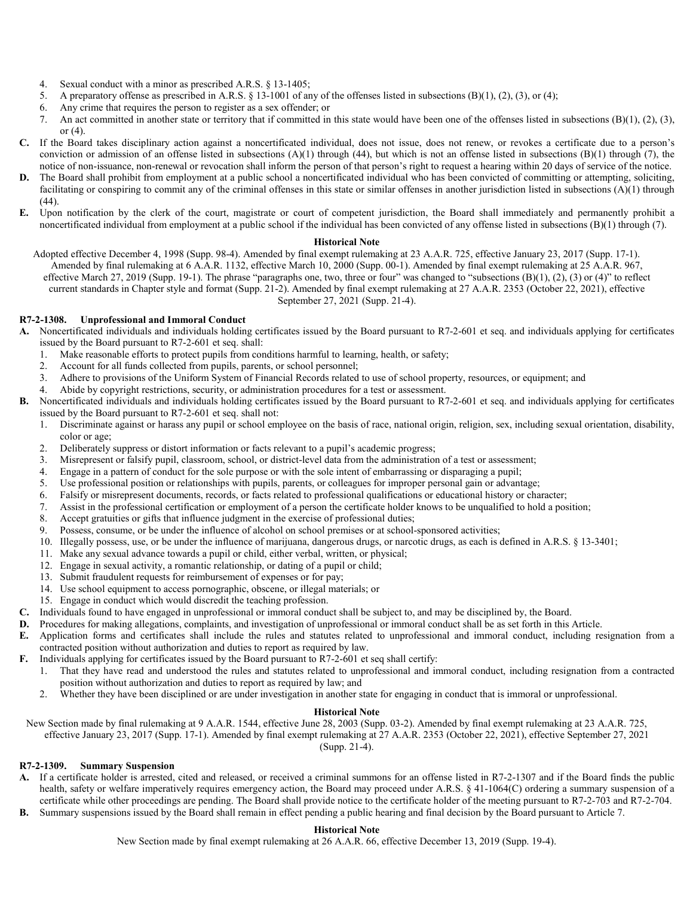4. Sexual conduct with a minor as prescribed A.R.S. § 13-1405;
5. A preparatory offense as prescribed in A.R.S. § 13-1001 of any of the offenses listed in subsections (B)(1), (2), (3), or (4);
6. Any crime that requires the person to register as a sex offender; or
7. An act committed in another state or territory that if committed in this state would have been one of the offenses listed in subsections (B)(1), (2), (3), or (4).

**C.** If the Board takes disciplinary action against a noncertificated individual, does not issue, does not renew, or revokes a certificate due to a person's conviction or admission of an offense listed in subsections (A)(1) through (44), but which is not an offense listed in subsections (B)(1) through (7), the notice of non-issuance, non-renewal or revocation shall inform the person of that person's right to request a hearing within 20 days of service of the notice.

**D.** The Board shall prohibit from employment at a public school a noncertificated individual who has been convicted of committing or attempting, soliciting, facilitating or conspiring to commit any of the criminal offenses in this state or similar offenses in another jurisdiction listed in subsections (A)(1) through (44).

**E.** Upon notification by the clerk of the court, magistrate or court of competent jurisdiction, the Board shall immediately and permanently prohibit a noncertificated individual from employment at a public school if the individual has been convicted of any offense listed in subsections (B)(1) through (7).

**Historical Note**

Adopted effective December 4, 1998 (Supp. 98-4). Amended by final exempt rulemaking at 23 A.A.R. 725, effective January 23, 2017 (Supp. 17-1). Amended by final rulemaking at 6 A.A.R. 1132, effective March 10, 2000 (Supp. 00-1). Amended by final exempt rulemaking at 25 A.A.R. 967, effective March 27, 2019 (Supp. 19-1). The phrase "paragraphs one, two, three or four" was changed to "subsections (B)(1), (2), (3) or (4)" to reflect current standards in Chapter style and format (Supp. 21-2). Amended by final exempt rulemaking at 27 A.A.R. 2353 (October 22, 2021), effective September 27, 2021 (Supp. 21-4).

### R7-2-1308. Unprofessional and Immoral Conduct

**A.** Noncertificated individuals and individuals holding certificates issued by the Board pursuant to R7-2-601 et seq. and individuals applying for certificates issued by the Board pursuant to R7-2-601 et seq. shall:
1. Make reasonable efforts to protect pupils from conditions harmful to learning, health, or safety;
2. Account for all funds collected from pupils, parents, or school personnel;
3. Adhere to provisions of the Uniform System of Financial Records related to use of school property, resources, or equipment; and
4. Abide by copyright restrictions, security, or administration procedures for a test or assessment.

**B.** Noncertificated individuals and individuals holding certificates issued by the Board pursuant to R7-2-601 et seq. and individuals applying for certificates issued by the Board pursuant to R7-2-601 et seq. shall not:
1. Discriminate against or harass any pupil or school employee on the basis of race, national origin, religion, sex, including sexual orientation, disability, color or age;
2. Deliberately suppress or distort information or facts relevant to a pupil's academic progress;
3. Misrepresent or falsify pupil, classroom, school, or district-level data from the administration of a test or assessment;
4. Engage in a pattern of conduct for the sole purpose or with the sole intent of embarrassing or disparaging a pupil;
5. Use professional position or relationships with pupils, parents, or colleagues for improper personal gain or advantage;
6. Falsify or misrepresent documents, records, or facts related to professional qualifications or educational history or character;
7. Assist in the professional certification or employment of a person the certificate holder knows to be unqualified to hold a position;
8. Accept gratuities or gifts that influence judgment in the exercise of professional duties;
9. Possess, consume, or be under the influence of alcohol on school premises or at school-sponsored activities;
10. Illegally possess, use, or be under the influence of marijuana, dangerous drugs, or narcotic drugs, as each is defined in A.R.S. § 13-3401;
11. Make any sexual advance towards a pupil or child, either verbal, written, or physical;
12. Engage in sexual activity, a romantic relationship, or dating of a pupil or child;
13. Submit fraudulent requests for reimbursement of expenses or for pay;
14. Use school equipment to access pornographic, obscene, or illegal materials; or
15. Engage in conduct which would discredit the teaching profession.

**C.** Individuals found to have engaged in unprofessional or immoral conduct shall be subject to, and may be disciplined by, the Board.

**D.** Procedures for making allegations, complaints, and investigation of unprofessional or immoral conduct shall be as set forth in this Article.

**E.** Application forms and certificates shall include the rules and statutes related to unprofessional and immoral conduct, including resignation from a contracted position without authorization and duties to report as required by law.

**F.** Individuals applying for certificates issued by the Board pursuant to R7-2-601 et seq shall certify:
1. That they have read and understood the rules and statutes related to unprofessional and immoral conduct, including resignation from a contracted position without authorization and duties to report as required by law; and
2. Whether they have been disciplined or are under investigation in another state for engaging in conduct that is immoral or unprofessional.

**Historical Note**

New Section made by final rulemaking at 9 A.A.R. 1544, effective June 28, 2003 (Supp. 03-2). Amended by final exempt rulemaking at 23 A.A.R. 725, effective January 23, 2017 (Supp. 17-1). Amended by final exempt rulemaking at 27 A.A.R. 2353 (October 22, 2021), effective September 27, 2021 (Supp. 21-4).

### R7-2-1309. Summary Suspension

**A.** If a certificate holder is arrested, cited and released, or received a criminal summons for an offense listed in R7-2-1307 and if the Board finds the public health, safety or welfare imperatively requires emergency action, the Board may proceed under A.R.S. § 41-1064(C) ordering a summary suspension of a certificate while other proceedings are pending. The Board shall provide notice to the certificate holder of the meeting pursuant to R7-2-703 and R7-2-704.

**B.** Summary suspensions issued by the Board shall remain in effect pending a public hearing and final decision by the Board pursuant to Article 7.

**Historical Note**

New Section made by final exempt rulemaking at 26 A.A.R. 66, effective December 13, 2019 (Supp. 19-4).